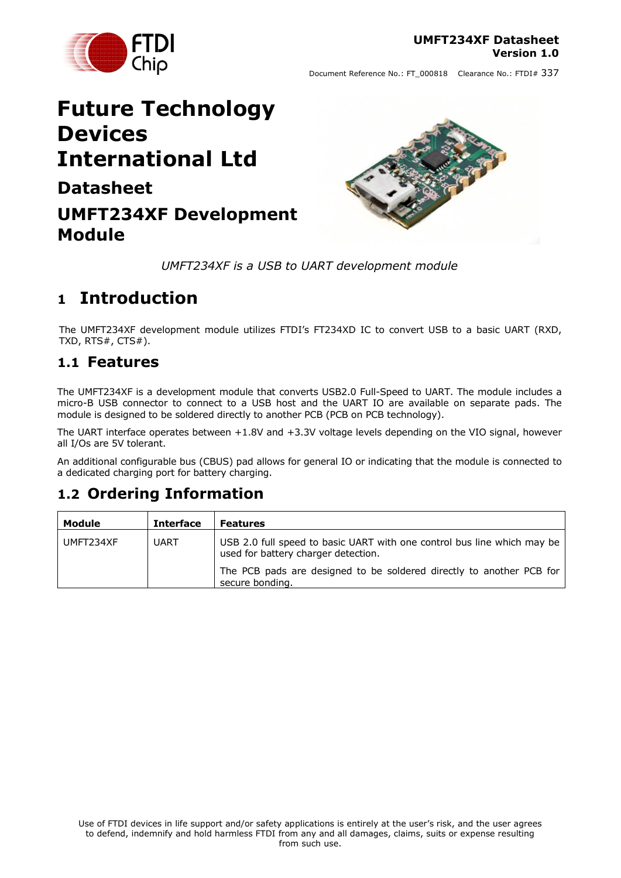# Future Technology Devices International Ltd

## Datasheet

## UMFT234XF Development Module

*UMFT234XF is a USB to UART development module*

# 1 Introduction

The UMFT234XF development module utilizes FTDI's FT234XD IC to convert USB to a basic UART (RXD, TXD, RTS#, CTS#).

## 1.1 Features

The UMFT234XF is a development module that converts USB2.0 Full-Speed to UART. The module includes a micro-B USB connector to connect to a USB host and the UART IO are available on separate pads. The module is designed to be soldered directly to another PCB (PCB on PCB technology).

The UART interface operates between +1.8V and +3.3V voltage levels depending on the VIO signal, however all I/Os are 5V tolerant.

An additional configurable bus (CBUS) pad allows for general IO or indicating that the module is connected to a dedicated charging port for battery charging.

## 1.2 Ordering Information

| Module | Interface | Features |
|---|---|---|
| UMFT234XF | UART | USB 2.0 full speed to basic UART with one control bus line which may be used for battery charger detection. The PCB pads are designed to be soldered directly to another PCB for secure bonding. |

Use of FTDI devices in life support and/or safety applications is entirely at the user's risk, and the user agrees to defend, indemnify and hold harmless FTDI from any and all damages, claims, suits or expense resulting from such use.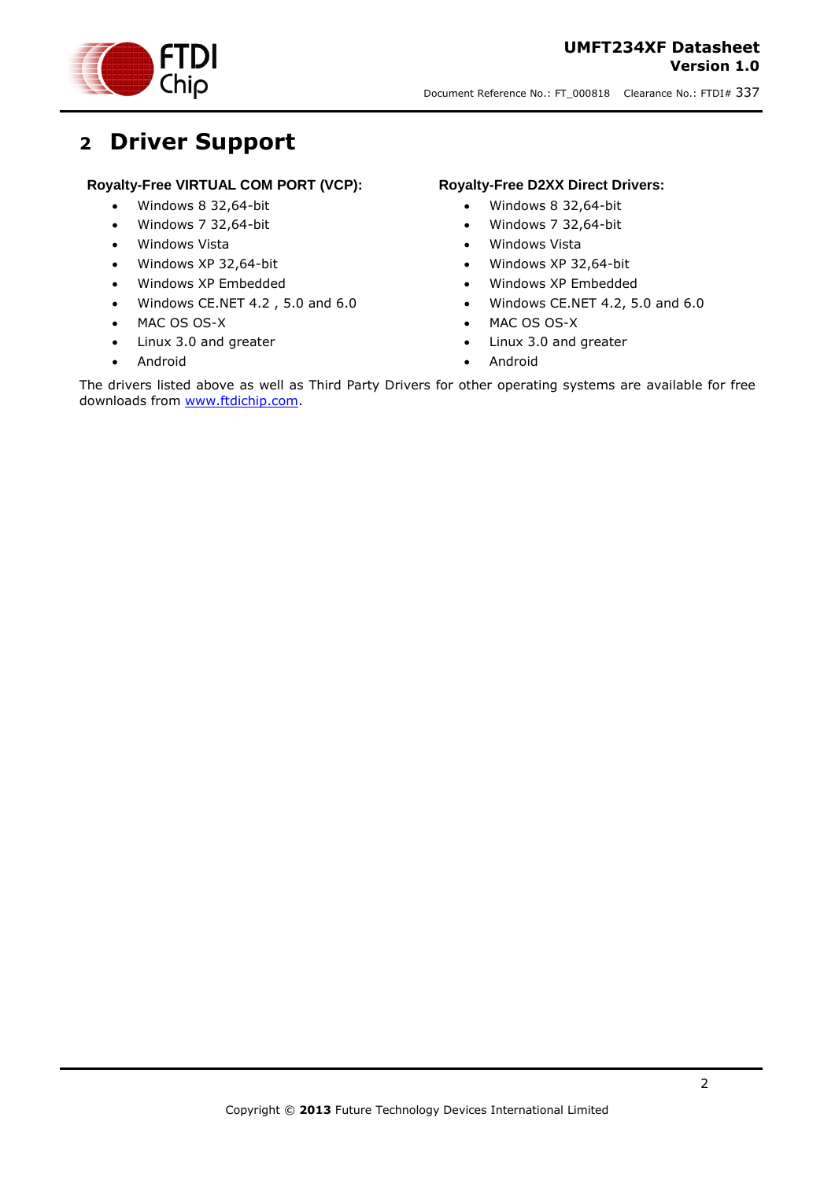# 2 Driver Support

**Royalty-Free VIRTUAL COM PORT (VCP):**

- Windows 8 32,64-bit
- Windows 7 32,64-bit
- Windows Vista
- Windows XP 32,64-bit
- Windows XP Embedded
- Windows CE.NET 4.2 , 5.0 and 6.0
- MAC OS OS-X
- Linux 3.0 and greater
- Android

**Royalty-Free D2XX Direct Drivers:**

- Windows 8 32,64-bit
- Windows 7 32,64-bit
- Windows Vista
- Windows XP 32,64-bit
- Windows XP Embedded
- Windows CE.NET 4.2, 5.0 and 6.0
- MAC OS OS-X
- Linux 3.0 and greater
- Android

The drivers listed above as well as Third Party Drivers for other operating systems are available for free downloads from [www.ftdichip.com](http://www.ftdichip.com).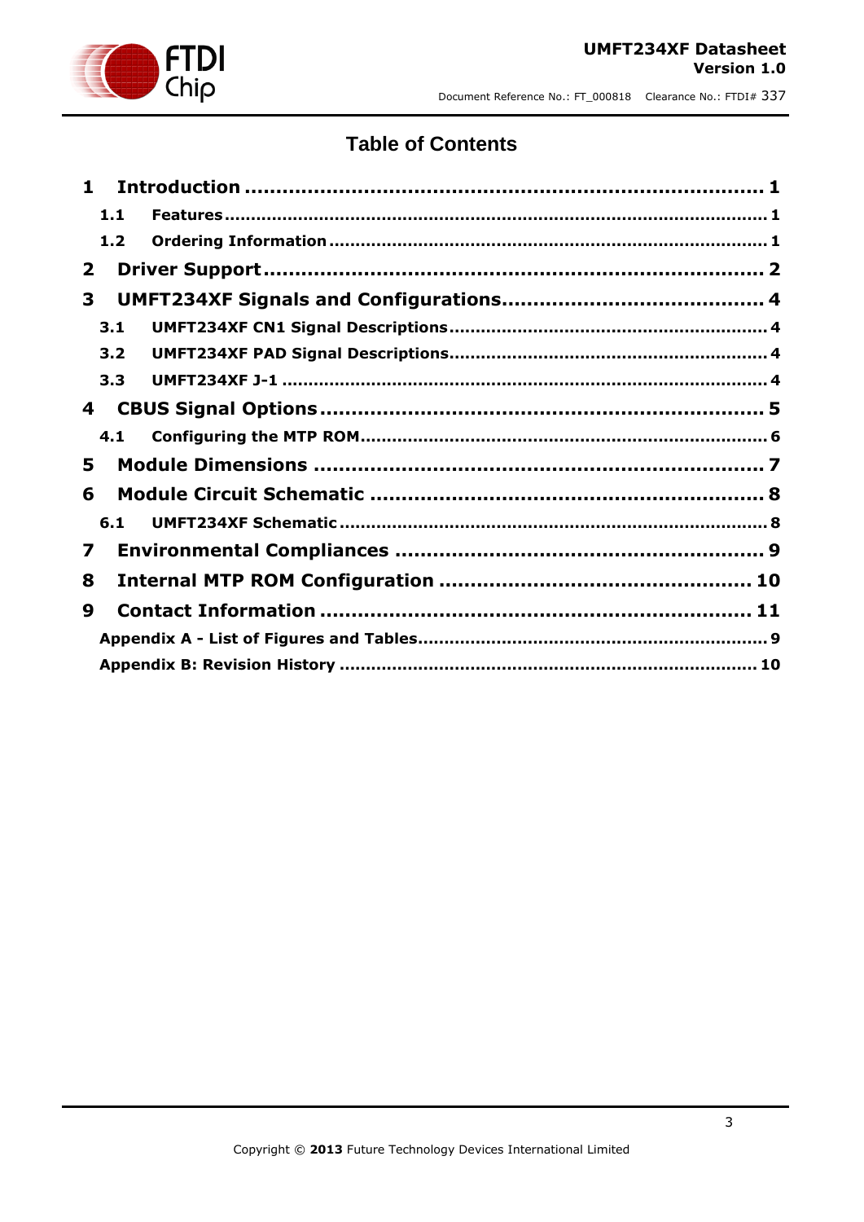# Table of Contents

**1 Introduction ..................................................................... 1**

**1.1 Features ..................................................................... 1**

**1.2 Ordering Information ..................................................................... 1**

**2 Driver Support ..................................................................... 2**

**3 UMFT234XF Signals and Configurations ..................................................................... 4**

**3.1 UMFT234XF CN1 Signal Descriptions ..................................................................... 4**

**3.2 UMFT234XF PAD Signal Descriptions ..................................................................... 4**

**3.3 UMFT234XF J-1 ..................................................................... 4**

**4 CBUS Signal Options ..................................................................... 5**

**4.1 Configuring the MTP ROM ..................................................................... 6**

**5 Module Dimensions ..................................................................... 7**

**6 Module Circuit Schematic ..................................................................... 8**

**6.1 UMFT234XF Schematic ..................................................................... 8**

**7 Environmental Compliances ..................................................................... 9**

**8 Internal MTP ROM Configuration ..................................................................... 10**

**9 Contact Information ..................................................................... 11**

**Appendix A - List of Figures and Tables ..................................................................... 9**

**Appendix B: Revision History ..................................................................... 10**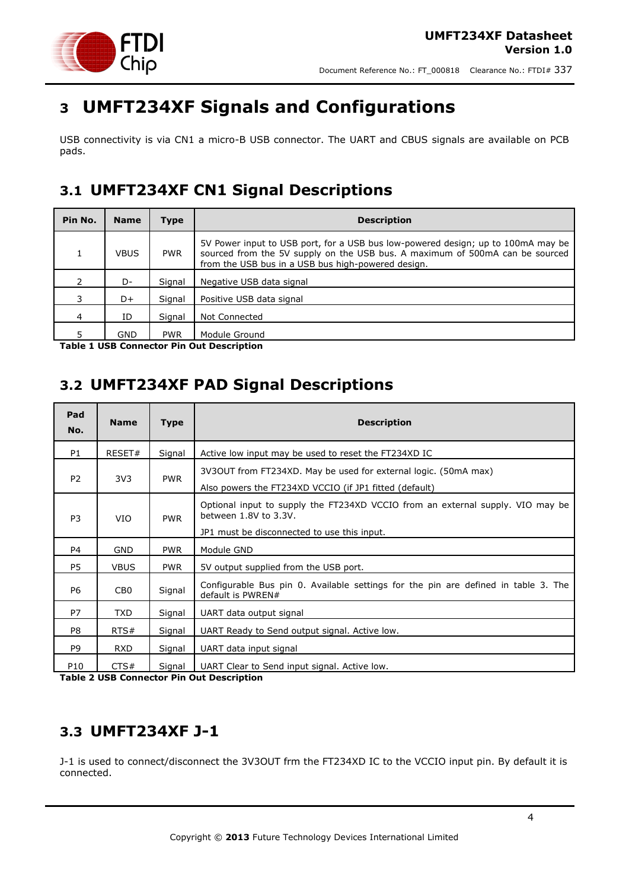# 3 UMFT234XF Signals and Configurations

USB connectivity is via CN1 a micro-B USB connector. The UART and CBUS signals are available on PCB pads.

## 3.1 UMFT234XF CN1 Signal Descriptions

| Pin No. | Name | Type | Description |
|---|---|---|---|
| 1 | VBUS | PWR | 5V Power input to USB port, for a USB bus low-powered design; up to 100mA may be sourced from the 5V supply on the USB bus. A maximum of 500mA can be sourced from the USB bus in a USB bus high-powered design. |
| 2 | D- | Signal | Negative USB data signal |
| 3 | D+ | Signal | Positive USB data signal |
| 4 | ID | Signal | Not Connected |
| 5 | GND | PWR | Module Ground |

**Table 1 USB Connector Pin Out Description**

## 3.2 UMFT234XF PAD Signal Descriptions

| Pad No. | Name | Type | Description |
|---|---|---|---|
| P1 | RESET# | Signal | Active low input may be used to reset the FT234XD IC |
| P2 | 3V3 | PWR | 3V3OUT from FT234XD. May be used for external logic. (50mA max)<br>Also powers the FT234XD VCCIO (if JP1 fitted (default) |
| P3 | VIO | PWR | Optional input to supply the FT234XD VCCIO from an external supply. VIO may be between 1.8V to 3.3V.<br>JP1 must be disconnected to use this input. |
| P4 | GND | PWR | Module GND |
| P5 | VBUS | PWR | 5V output supplied from the USB port. |
| P6 | CB0 | Signal | Configurable Bus pin 0. Available settings for the pin are defined in table 3. The default is PWREN# |
| P7 | TXD | Signal | UART data output signal |
| P8 | RTS# | Signal | UART Ready to Send output signal. Active low. |
| P9 | RXD | Signal | UART data input signal |
| P10 | CTS# | Signal | UART Clear to Send input signal. Active low. |

**Table 2 USB Connector Pin Out Description**

## 3.3 UMFT234XF J-1

J-1 is used to connect/disconnect the 3V3OUT frm the FT234XD IC to the VCCIO input pin. By default it is connected.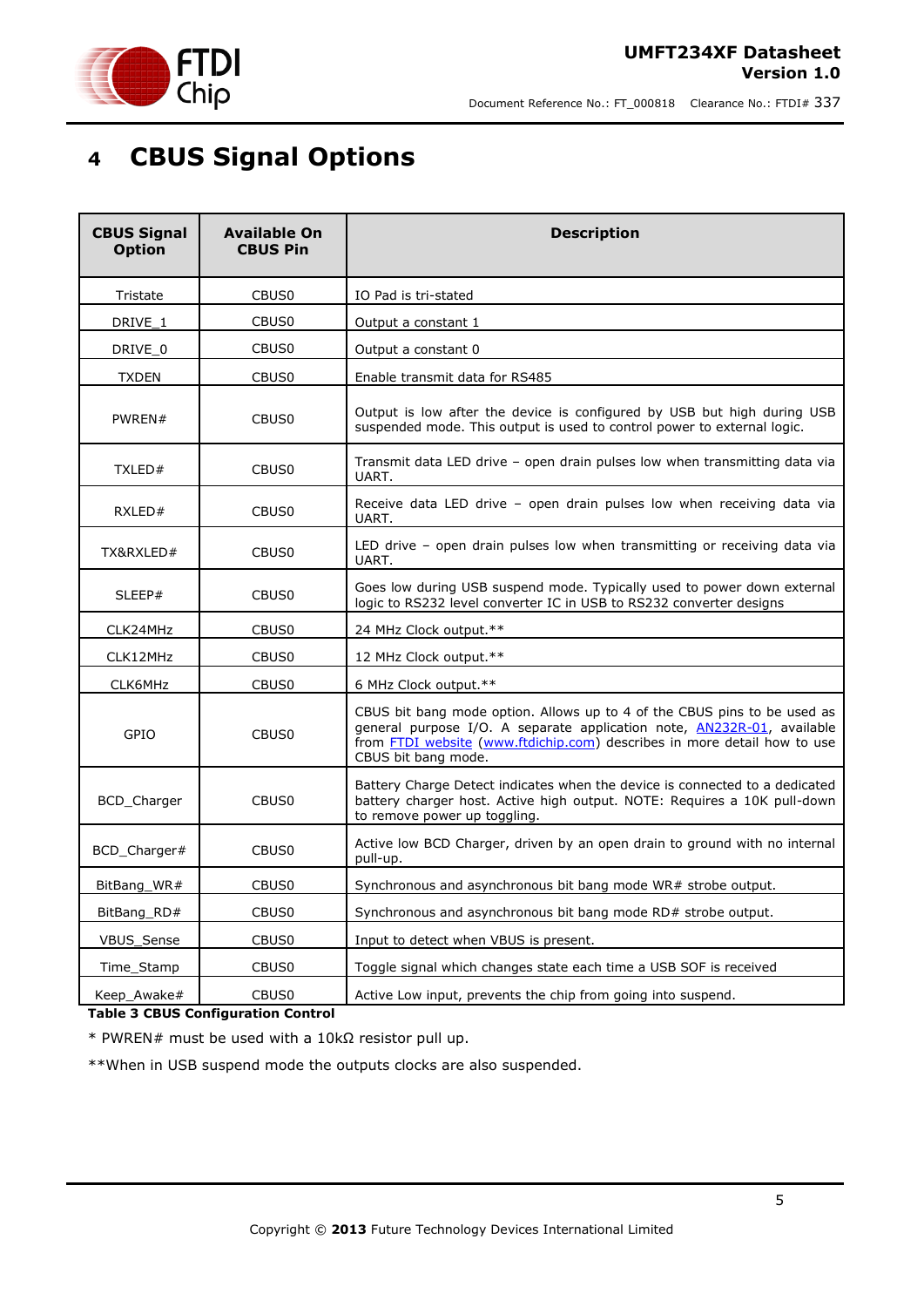# 4 CBUS Signal Options

| CBUS Signal Option | Available On CBUS Pin | Description |
|---|---|---|
| Tristate | CBUS0 | IO Pad is tri-stated |
| DRIVE_1 | CBUS0 | Output a constant 1 |
| DRIVE_0 | CBUS0 | Output a constant 0 |
| TXDEN | CBUS0 | Enable transmit data for RS485 |
| PWREN# | CBUS0 | Output is low after the device is configured by USB but high during USB suspended mode. This output is used to control power to external logic. |
| TXLED# | CBUS0 | Transmit data LED drive – open drain pulses low when transmitting data via UART. |
| RXLED# | CBUS0 | Receive data LED drive – open drain pulses low when receiving data via UART. |
| TX&RXLED# | CBUS0 | LED drive – open drain pulses low when transmitting or receiving data via UART. |
| SLEEP# | CBUS0 | Goes low during USB suspend mode. Typically used to power down external logic to RS232 level converter IC in USB to RS232 converter designs |
| CLK24MHz | CBUS0 | 24 MHz Clock output.** |
| CLK12MHz | CBUS0 | 12 MHz Clock output.** |
| CLK6MHz | CBUS0 | 6 MHz Clock output.** |
| GPIO | CBUS0 | CBUS bit bang mode option. Allows up to 4 of the CBUS pins to be used as general purpose I/O. A separate application note, AN232R-01, available from FTDI website (www.ftdichip.com) describes in more detail how to use CBUS bit bang mode. |
| BCD_Charger | CBUS0 | Battery Charge Detect indicates when the device is connected to a dedicated battery charger host. Active high output. NOTE: Requires a 10K pull-down to remove power up toggling. |
| BCD_Charger# | CBUS0 | Active low BCD Charger, driven by an open drain to ground with no internal pull-up. |
| BitBang_WR# | CBUS0 | Synchronous and asynchronous bit bang mode WR# strobe output. |
| BitBang_RD# | CBUS0 | Synchronous and asynchronous bit bang mode RD# strobe output. |
| VBUS_Sense | CBUS0 | Input to detect when VBUS is present. |
| Time_Stamp | CBUS0 | Toggle signal which changes state each time a USB SOF is received |
| Keep_Awake# | CBUS0 | Active Low input, prevents the chip from going into suspend. |

**Table 3 CBUS Configuration Control**

* PWREN# must be used with a 10kΩ resistor pull up.

**When in USB suspend mode the outputs clocks are also suspended.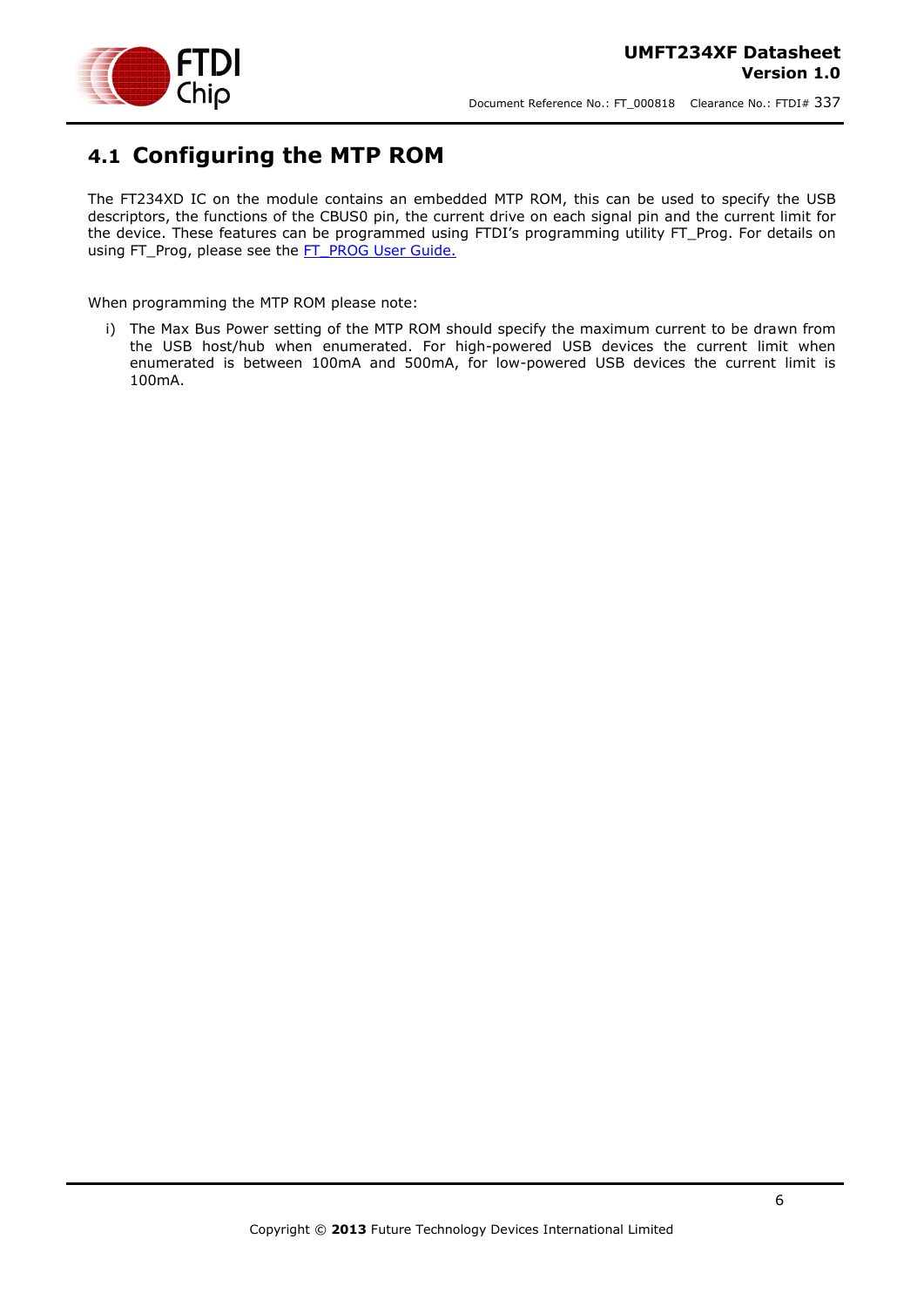## 4.1 Configuring the MTP ROM

The FT234XD IC on the module contains an embedded MTP ROM, this can be used to specify the USB descriptors, the functions of the CBUS0 pin, the current drive on each signal pin and the current limit for the device. These features can be programmed using FTDI's programming utility FT_Prog. For details on using FT_Prog, please see the FT_PROG User Guide.

When programming the MTP ROM please note:

i) The Max Bus Power setting of the MTP ROM should specify the maximum current to be drawn from the USB host/hub when enumerated. For high-powered USB devices the current limit when enumerated is between 100mA and 500mA, for low-powered USB devices the current limit is 100mA.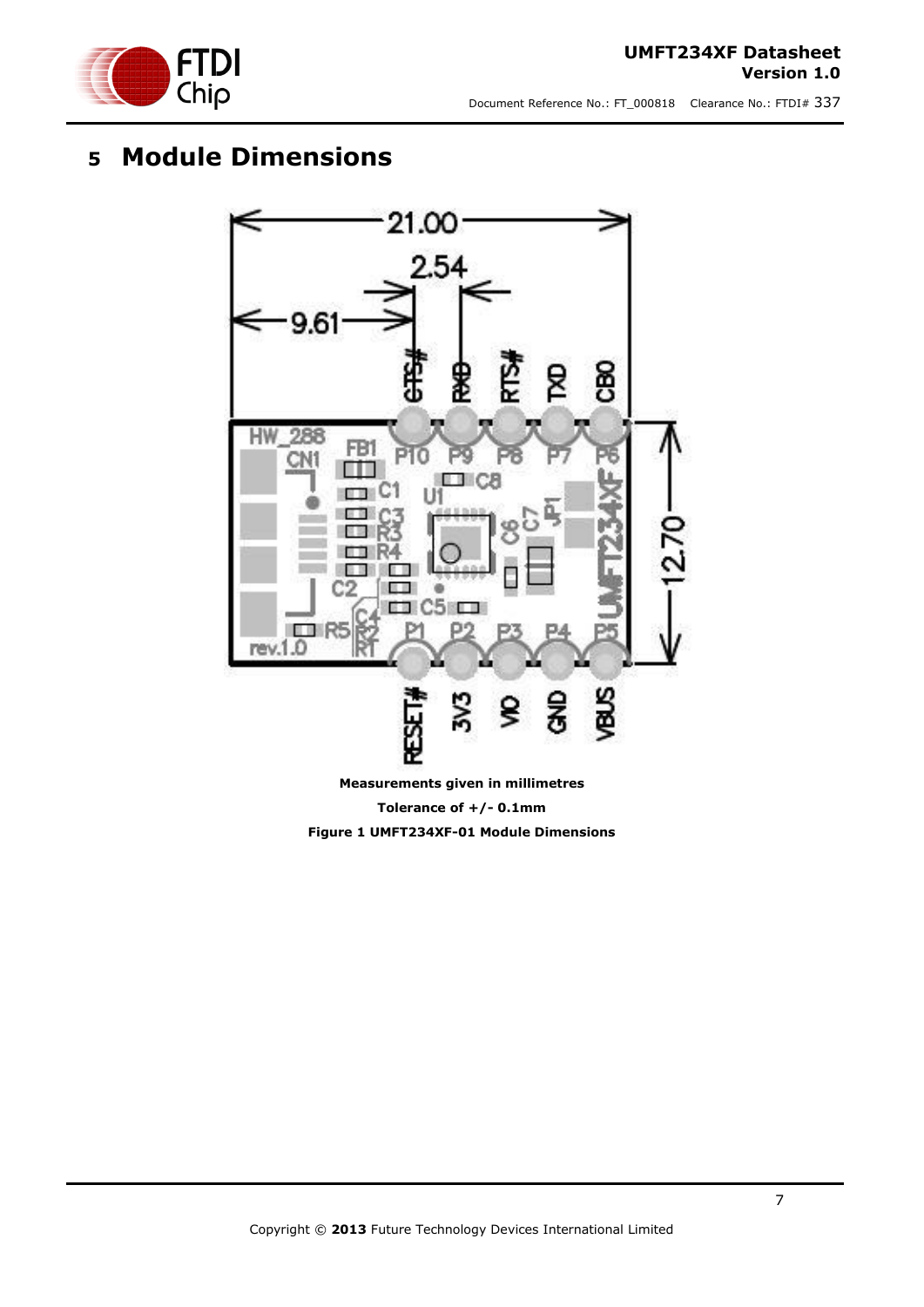# 5 Module Dimensions

Measurements given in millimetres

Tolerance of +/- 0.1mm

**Figure 1 UMFT234XF-01 Module Dimensions**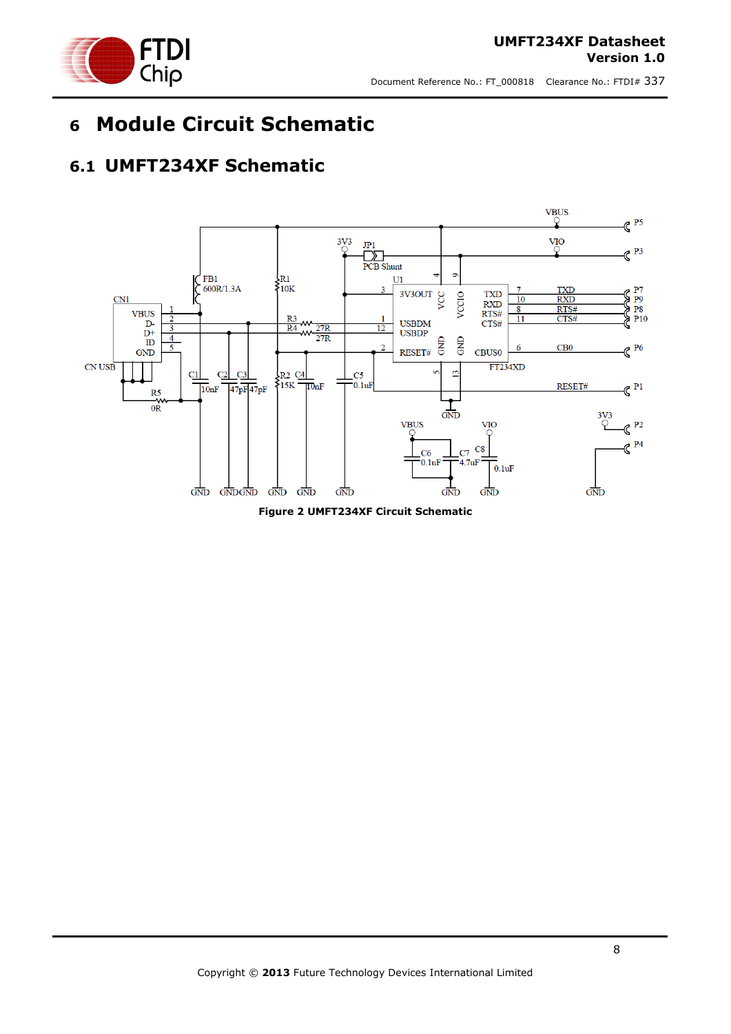# 6 Module Circuit Schematic

## 6.1 UMFT234XF Schematic

**Figure 2 UMFT234XF Circuit Schematic**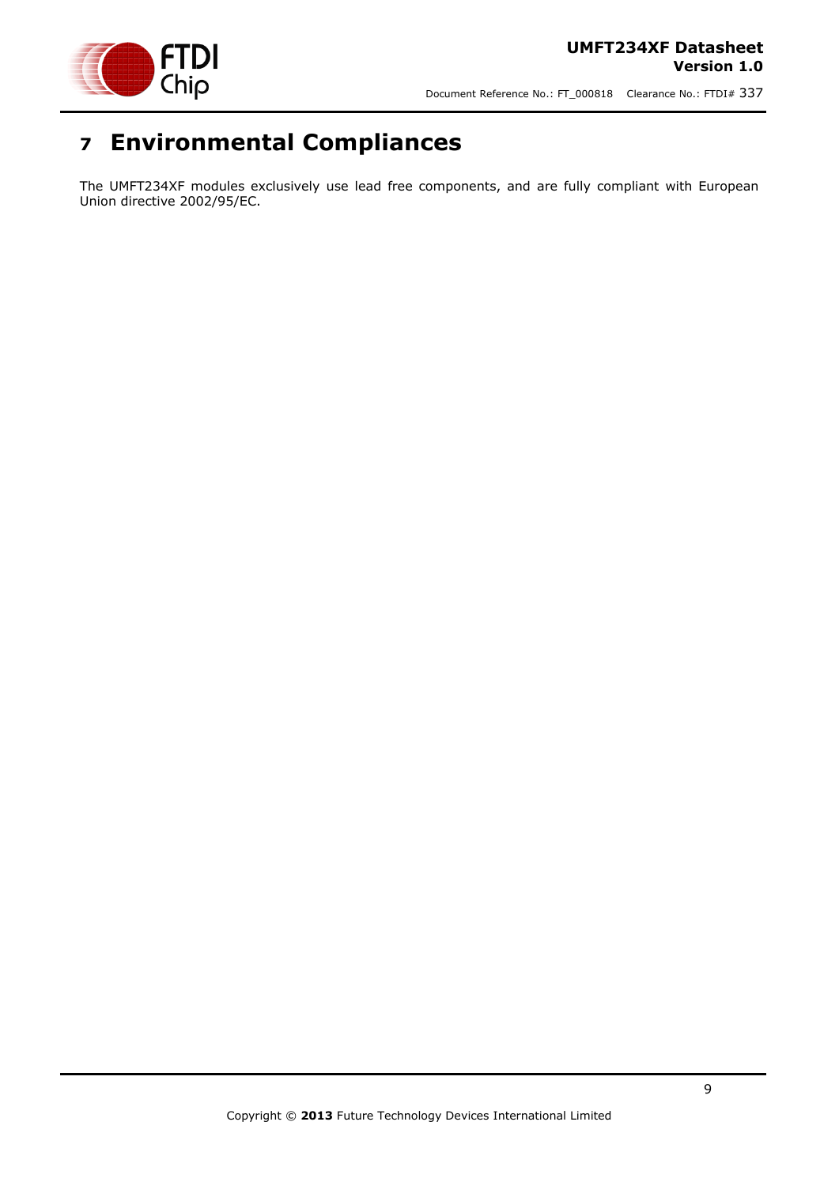# 7 Environmental Compliances

The UMFT234XF modules exclusively use lead free components, and are fully compliant with European Union directive 2002/95/EC.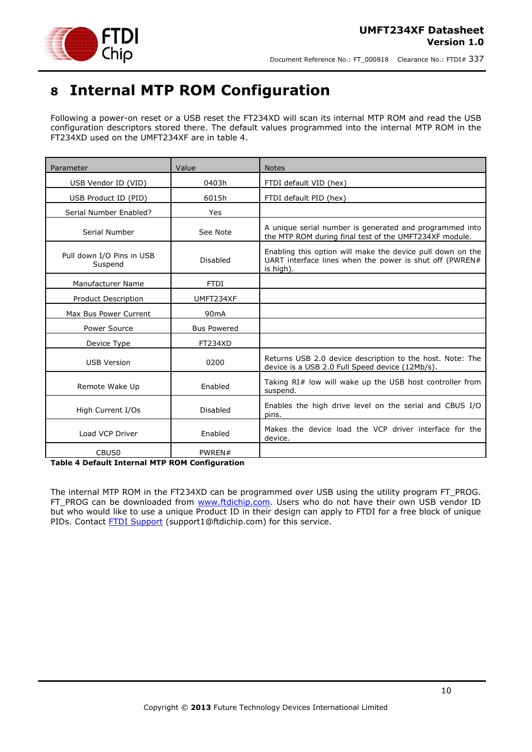# 8 Internal MTP ROM Configuration

Following a power-on reset or a USB reset the FT234XD will scan its internal MTP ROM and read the USB configuration descriptors stored there. The default values programmed into the internal MTP ROM in the FT234XD used on the UMFT234XF are in table 4.

| Parameter | Value | Notes |
|---|---|---|
| USB Vendor ID (VID) | 0403h | FTDI default VID (hex) |
| USB Product ID (PID) | 6015h | FTDI default PID (hex) |
| Serial Number Enabled? | Yes | |
| Serial Number | See Note | A unique serial number is generated and programmed into the MTP ROM during final test of the UMFT234XF module. |
| Pull down I/O Pins in USB Suspend | Disabled | Enabling this option will make the device pull down on the UART interface lines when the power is shut off (PWREN# is high). |
| Manufacturer Name | FTDI | |
| Product Description | UMFT234XF | |
| Max Bus Power Current | 90mA | |
| Power Source | Bus Powered | |
| Device Type | FT234XD | |
| USB Version | 0200 | Returns USB 2.0 device description to the host. Note: The device is a USB 2.0 Full Speed device (12Mb/s). |
| Remote Wake Up | Enabled | Taking RI# low will wake up the USB host controller from suspend. |
| High Current I/Os | Disabled | Enables the high drive level on the serial and CBUS I/O pins. |
| Load VCP Driver | Enabled | Makes the device load the VCP driver interface for the device. |
| CBUS0 | PWREN# | |

**Table 4 Default Internal MTP ROM Configuration**

The internal MTP ROM in the FT234XD can be programmed over USB using the utility program FT_PROG. FT_PROG can be downloaded from www.ftdichip.com. Users who do not have their own USB vendor ID but who would like to use a unique Product ID in their design can apply to FTDI for a free block of unique PIDs. Contact FTDI Support (support1@ftdichip.com) for this service.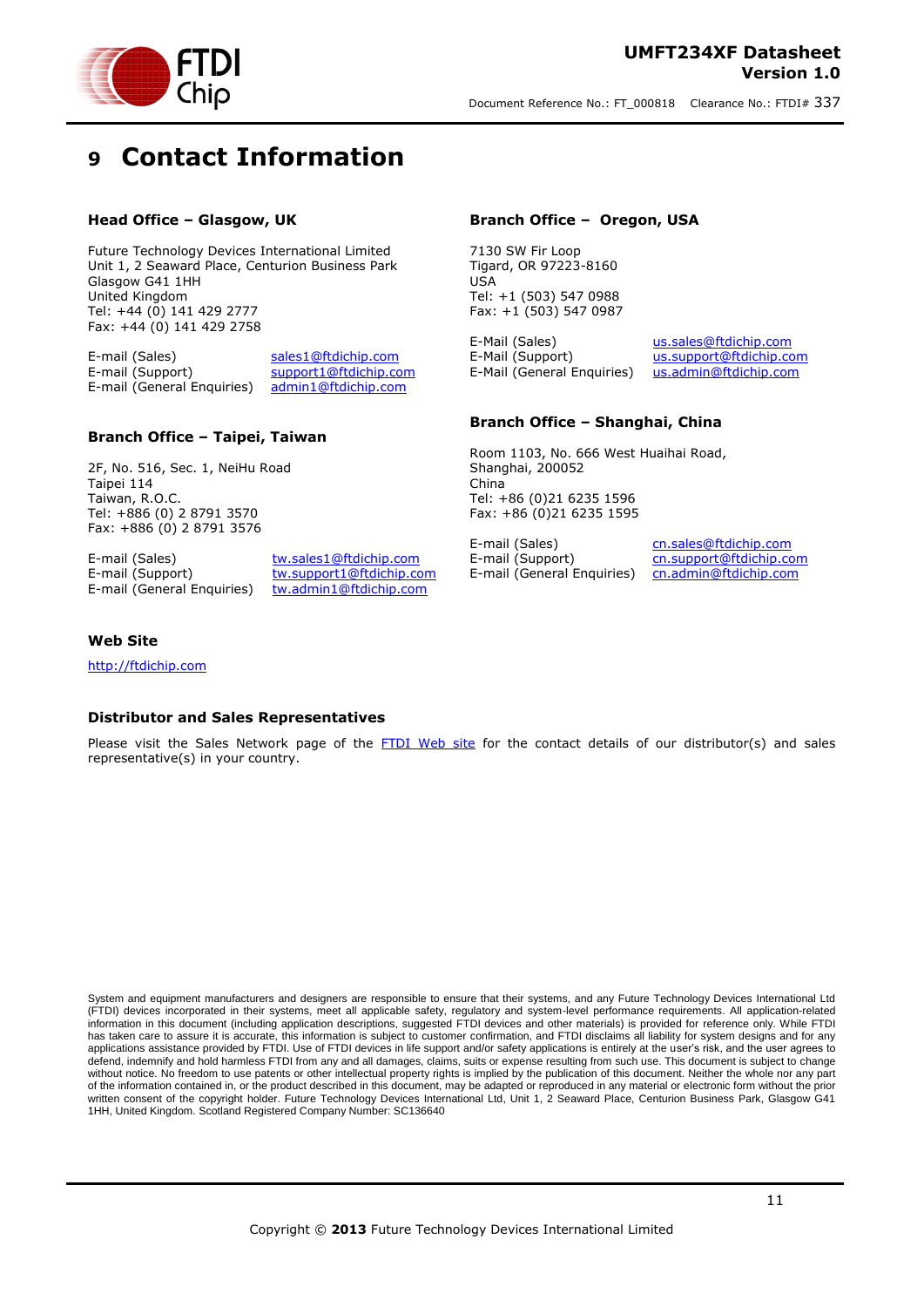# 9 Contact Information

### Head Office – Glasgow, UK

Future Technology Devices International Limited
Unit 1, 2 Seaward Place, Centurion Business Park
Glasgow G41 1HH
United Kingdom
Tel: +44 (0) 141 429 2777
Fax: +44 (0) 141 429 2758

| | |
|---|---|
| E-mail (Sales) | sales1@ftdichip.com |
| E-mail (Support) | support1@ftdichip.com |
| E-mail (General Enquiries) | admin1@ftdichip.com |

### Branch Office – Taipei, Taiwan

2F, No. 516, Sec. 1, NeiHu Road
Taipei 114
Taiwan, R.O.C.
Tel: +886 (0) 2 8791 3570
Fax: +886 (0) 2 8791 3576

| | |
|---|---|
| E-mail (Sales) | tw.sales1@ftdichip.com |
| E-mail (Support) | tw.support1@ftdichip.com |
| E-mail (General Enquiries) | tw.admin1@ftdichip.com |

### Branch Office – Oregon, USA

7130 SW Fir Loop
Tigard, OR 97223-8160
USA
Tel: +1 (503) 547 0988
Fax: +1 (503) 547 0987

| | |
|---|---|
| E-Mail (Sales) | us.sales@ftdichip.com |
| E-Mail (Support) | us.support@ftdichip.com |
| E-Mail (General Enquiries) | us.admin@ftdichip.com |

### Branch Office – Shanghai, China

Room 1103, No. 666 West Huaihai Road,
Shanghai, 200052
China
Tel: +86 (0)21 6235 1596
Fax: +86 (0)21 6235 1595

| | |
|---|---|
| E-mail (Sales) | cn.sales@ftdichip.com |
| E-mail (Support) | cn.support@ftdichip.com |
| E-mail (General Enquiries) | cn.admin@ftdichip.com |

### Web Site

http://ftdichip.com

### Distributor and Sales Representatives

Please visit the Sales Network page of the FTDI Web site for the contact details of our distributor(s) and sales representative(s) in your country.

System and equipment manufacturers and designers are responsible to ensure that their systems, and any Future Technology Devices International Ltd (FTDI) devices incorporated in their systems, meet all applicable safety, regulatory and system-level performance requirements. All application-related information in this document (including application descriptions, suggested FTDI devices and other materials) is provided for reference only. While FTDI has taken care to assure it is accurate, this information is subject to customer confirmation, and FTDI disclaims all liability for system designs and for any applications assistance provided by FTDI. Use of FTDI devices in life support and/or safety applications is entirely at the user's risk, and the user agrees to defend, indemnify and hold harmless FTDI from any and all damages, claims, suits or expense resulting from such use. This document is subject to change without notice. No freedom to use patents or other intellectual property rights is implied by the publication of this document. Neither the whole nor any part of the information contained in, or the product described in this document, may be adapted or reproduced in any material or electronic form without the prior written consent of the copyright holder. Future Technology Devices International Ltd, Unit 1, 2 Seaward Place, Centurion Business Park, Glasgow G41 1HH, United Kingdom. Scotland Registered Company Number: SC136640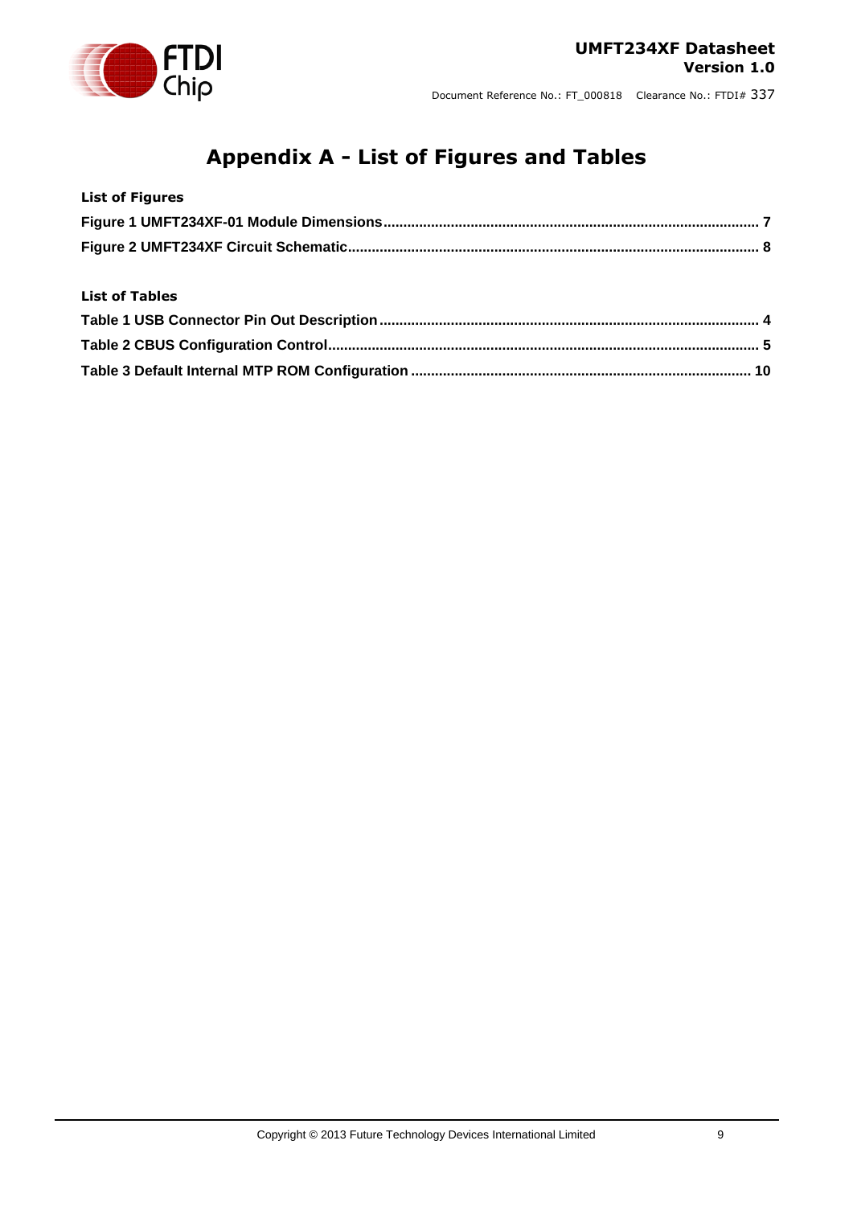# Appendix A - List of Figures and Tables

**List of Figures**

**Figure 1 UMFT234XF-01 Module Dimensions ............................................................................................ 7**

**Figure 2 UMFT234XF Circuit Schematic ...................................................................................................... 8**

**List of Tables**

**Table 1 USB Connector Pin Out Description ............................................................................................... 4**

**Table 2 CBUS Configuration Control ........................................................................................................... 5**

**Table 3 Default Internal MTP ROM Configuration .................................................................................... 10**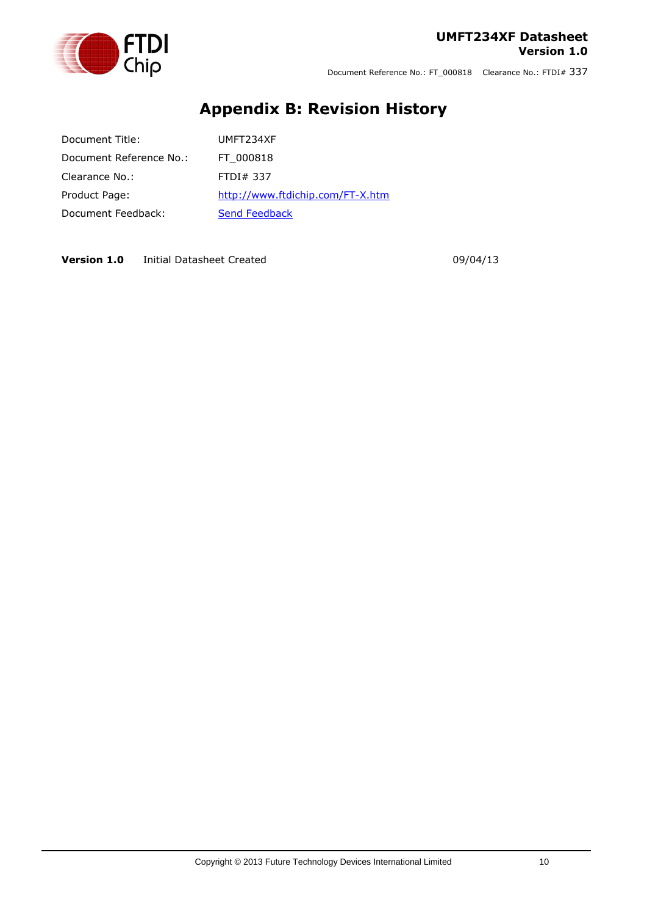# Appendix B: Revision History

| | |
|---|---|
| Document Title: | UMFT234XF |
| Document Reference No.: | FT_000818 |
| Clearance No.: | FTDI# 337 |
| Product Page: | http://www.ftdichip.com/FT-X.htm |
| Document Feedback: | Send Feedback |

| | | |
|---|---|---|
| **Version 1.0** | Initial Datasheet Created | 09/04/13 |